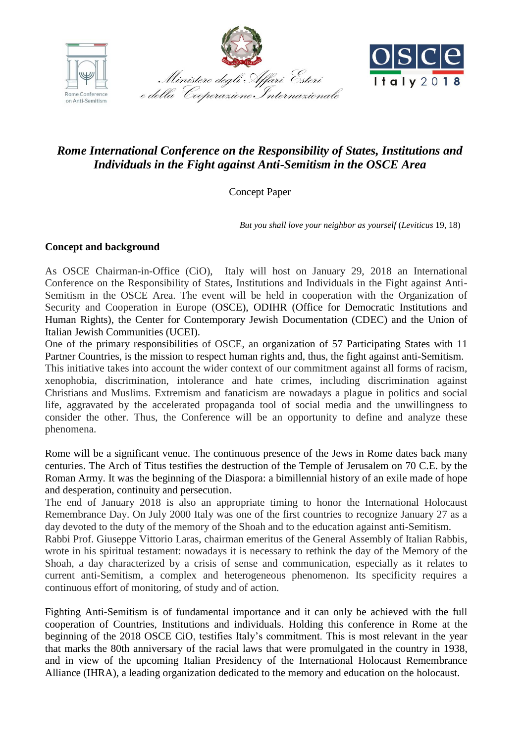Rome Conference on Anti-Semitism

Ministero degli Affari Esteri e della Cooperazione Internazionale

OSCE Italy 2018

# *Rome International Conference on the Responsibility of States, Institutions and Individuals in the Fight against Anti-Semitism in the OSCE Area*

Concept Paper

*But you shall love your neighbor as yourself* (*Leviticus* 19, 18)

## Concept and background

As OSCE Chairman-in-Office (CiO), Italy will host on January 29, 2018 an International Conference on the Responsibility of States, Institutions and Individuals in the Fight against Anti-Semitism in the OSCE Area. The event will be held in cooperation with the Organization of Security and Cooperation in Europe (OSCE), ODIHR (Office for Democratic Institutions and Human Rights), the Center for Contemporary Jewish Documentation (CDEC) and the Union of Italian Jewish Communities (UCEI).

One of the primary responsibilities of OSCE, an organization of 57 Participating States with 11 Partner Countries, is the mission to respect human rights and, thus, the fight against anti-Semitism. This initiative takes into account the wider context of our commitment against all forms of racism, xenophobia, discrimination, intolerance and hate crimes, including discrimination against Christians and Muslims. Extremism and fanaticism are nowadays a plague in politics and social life, aggravated by the accelerated propaganda tool of social media and the unwillingness to consider the other. Thus, the Conference will be an opportunity to define and analyze these phenomena.

Rome will be a significant venue. The continuous presence of the Jews in Rome dates back many centuries. The Arch of Titus testifies the destruction of the Temple of Jerusalem on 70 C.E. by the Roman Army. It was the beginning of the Diaspora: a bimillennial history of an exile made of hope and desperation, continuity and persecution.

The end of January 2018 is also an appropriate timing to honor the International Holocaust Remembrance Day. On July 2000 Italy was one of the first countries to recognize January 27 as a day devoted to the duty of the memory of the Shoah and to the education against anti-Semitism.

Rabbi Prof. Giuseppe Vittorio Laras, chairman emeritus of the General Assembly of Italian Rabbis, wrote in his spiritual testament: nowadays it is necessary to rethink the day of the Memory of the Shoah, a day characterized by a crisis of sense and communication, especially as it relates to current anti-Semitism, a complex and heterogeneous phenomenon. Its specificity requires a continuous effort of monitoring, of study and of action.

Fighting Anti-Semitism is of fundamental importance and it can only be achieved with the full cooperation of Countries, Institutions and individuals. Holding this conference in Rome at the beginning of the 2018 OSCE CiO, testifies Italy's commitment. This is most relevant in the year that marks the 80th anniversary of the racial laws that were promulgated in the country in 1938, and in view of the upcoming Italian Presidency of the International Holocaust Remembrance Alliance (IHRA), a leading organization dedicated to the memory and education on the holocaust.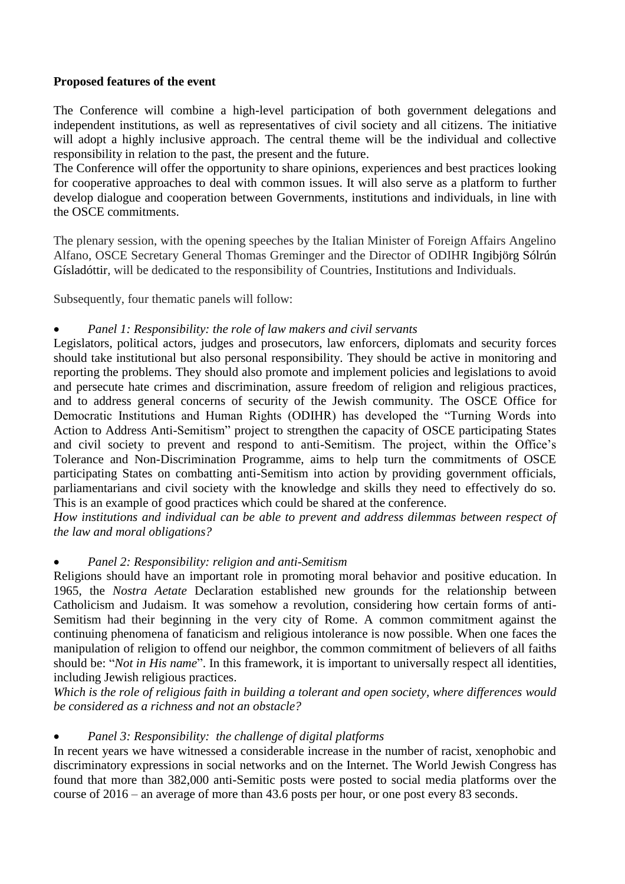**Proposed features of the event**

The Conference will combine a high-level participation of both government delegations and independent institutions, as well as representatives of civil society and all citizens. The initiative will adopt a highly inclusive approach. The central theme will be the individual and collective responsibility in relation to the past, the present and the future.
The Conference will offer the opportunity to share opinions, experiences and best practices looking for cooperative approaches to deal with common issues. It will also serve as a platform to further develop dialogue and cooperation between Governments, institutions and individuals, in line with the OSCE commitments.

The plenary session, with the opening speeches by the Italian Minister of Foreign Affairs Angelino Alfano, OSCE Secretary General Thomas Greminger and the Director of ODIHR Ingibjörg Sólrún Gísladóttir, will be dedicated to the responsibility of Countries, Institutions and Individuals.

Subsequently, four thematic panels will follow:

- *Panel 1: Responsibility: the role of law makers and civil servants*

Legislators, political actors, judges and prosecutors, law enforcers, diplomats and security forces should take institutional but also personal responsibility. They should be active in monitoring and reporting the problems. They should also promote and implement policies and legislations to avoid and persecute hate crimes and discrimination, assure freedom of religion and religious practices, and to address general concerns of security of the Jewish community. The OSCE Office for Democratic Institutions and Human Rights (ODIHR) has developed the "Turning Words into Action to Address Anti-Semitism" project to strengthen the capacity of OSCE participating States and civil society to prevent and respond to anti-Semitism. The project, within the Office's Tolerance and Non-Discrimination Programme, aims to help turn the commitments of OSCE participating States on combatting anti-Semitism into action by providing government officials, parliamentarians and civil society with the knowledge and skills they need to effectively do so. This is an example of good practices which could be shared at the conference.
*How institutions and individual can be able to prevent and address dilemmas between respect of the law and moral obligations?*

- *Panel 2: Responsibility: religion and anti-Semitism*

Religions should have an important role in promoting moral behavior and positive education. In 1965, the *Nostra Aetate* Declaration established new grounds for the relationship between Catholicism and Judaism. It was somehow a revolution, considering how certain forms of anti-Semitism had their beginning in the very city of Rome. A common commitment against the continuing phenomena of fanaticism and religious intolerance is now possible. When one faces the manipulation of religion to offend our neighbor, the common commitment of believers of all faiths should be: "*Not in His name*". In this framework, it is important to universally respect all identities, including Jewish religious practices.
*Which is the role of religious faith in building a tolerant and open society, where differences would be considered as a richness and not an obstacle?*

- *Panel 3: Responsibility: the challenge of digital platforms*

In recent years we have witnessed a considerable increase in the number of racist, xenophobic and discriminatory expressions in social networks and on the Internet. The World Jewish Congress has found that more than 382,000 anti-Semitic posts were posted to social media platforms over the course of 2016 – an average of more than 43.6 posts per hour, or one post every 83 seconds.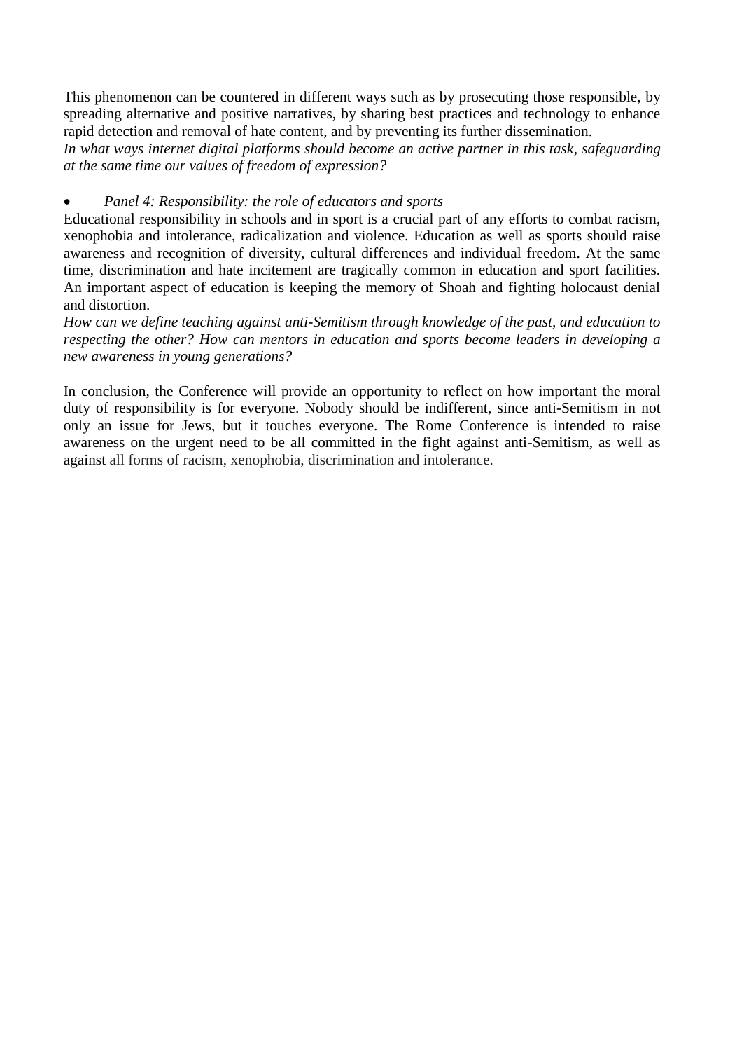This phenomenon can be countered in different ways such as by prosecuting those responsible, by spreading alternative and positive narratives, by sharing best practices and technology to enhance rapid detection and removal of hate content, and by preventing its further dissemination.
*In what ways internet digital platforms should become an active partner in this task, safeguarding at the same time our values of freedom of expression?*

- *Panel 4: Responsibility: the role of educators and sports*

Educational responsibility in schools and in sport is a crucial part of any efforts to combat racism, xenophobia and intolerance, radicalization and violence. Education as well as sports should raise awareness and recognition of diversity, cultural differences and individual freedom. At the same time, discrimination and hate incitement are tragically common in education and sport facilities. An important aspect of education is keeping the memory of Shoah and fighting holocaust denial and distortion.
*How can we define teaching against anti-Semitism through knowledge of the past, and education to respecting the other? How can mentors in education and sports become leaders in developing a new awareness in young generations?*

In conclusion, the Conference will provide an opportunity to reflect on how important the moral duty of responsibility is for everyone. Nobody should be indifferent, since anti-Semitism in not only an issue for Jews, but it touches everyone. The Rome Conference is intended to raise awareness on the urgent need to be all committed in the fight against anti-Semitism, as well as against all forms of racism, xenophobia, discrimination and intolerance.